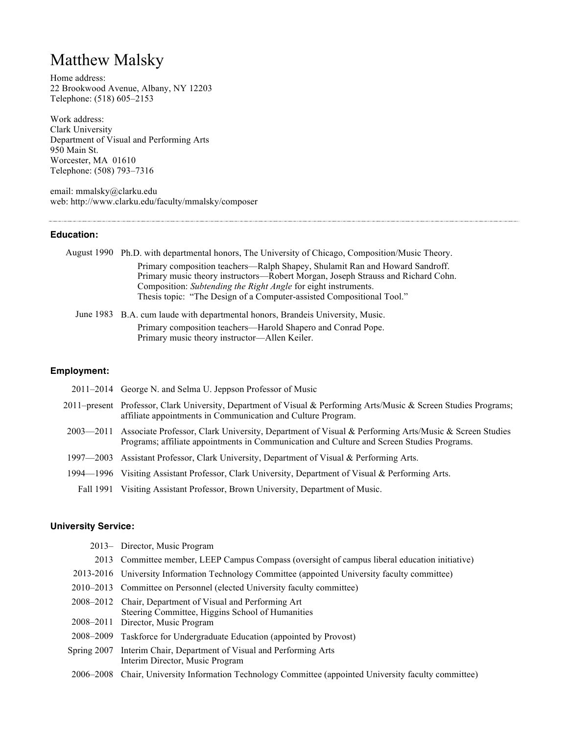# Matthew Malsky

Home address:
22 Brookwood Avenue, Albany, NY 12203
Telephone: (518) 605–2153

Work address:
Clark University
Department of Visual and Performing Arts
950 Main St.
Worcester, MA 01610
Telephone: (508) 793–7316

email: mmalsky@clarku.edu
web: http://www.clarku.edu/faculty/mmalsky/composer

---

### Education:

| | |
|---|---|
| August 1990 | Ph.D. with departmental honors, The University of Chicago, Composition/Music Theory.<br>Primary composition teachers—Ralph Shapey, Shulamit Ran and Howard Sandroff.<br>Primary music theory instructors—Robert Morgan, Joseph Strauss and Richard Cohn.<br>Composition: *Subtending the Right Angle* for eight instruments.<br>Thesis topic: "The Design of a Computer-assisted Compositional Tool." |
| June 1983 | B.A. cum laude with departmental honors, Brandeis University, Music.<br>Primary composition teachers—Harold Shapero and Conrad Pope.<br>Primary music theory instructor—Allen Keiler. |

### Employment:

| | |
|---|---|
| 2011–2014 | George N. and Selma U. Jeppson Professor of Music |
| 2011–present | Professor, Clark University, Department of Visual & Performing Arts/Music & Screen Studies Programs; affiliate appointments in Communication and Culture Program. |
| 2003—2011 | Associate Professor, Clark University, Department of Visual & Performing Arts/Music & Screen Studies Programs; affiliate appointments in Communication and Culture and Screen Studies Programs. |
| 1997—2003 | Assistant Professor, Clark University, Department of Visual & Performing Arts. |
| 1994—1996 | Visiting Assistant Professor, Clark University, Department of Visual & Performing Arts. |
| Fall 1991 | Visiting Assistant Professor, Brown University, Department of Music. |

### University Service:

| | |
|---|---|
| 2013– | Director, Music Program |
| 2013 | Committee member, LEEP Campus Compass (oversight of campus liberal education initiative) |
| 2013-2016 | University Information Technology Committee (appointed University faculty committee) |
| 2010–2013 | Committee on Personnel (elected University faculty committee) |
| 2008–2012 | Chair, Department of Visual and Performing Art<br>Steering Committee, Higgins School of Humanities |
| 2008–2011 | Director, Music Program |
| 2008–2009 | Taskforce for Undergraduate Education (appointed by Provost) |
| Spring 2007 | Interim Chair, Department of Visual and Performing Arts<br>Interim Director, Music Program |
| 2006–2008 | Chair, University Information Technology Committee (appointed University faculty committee) |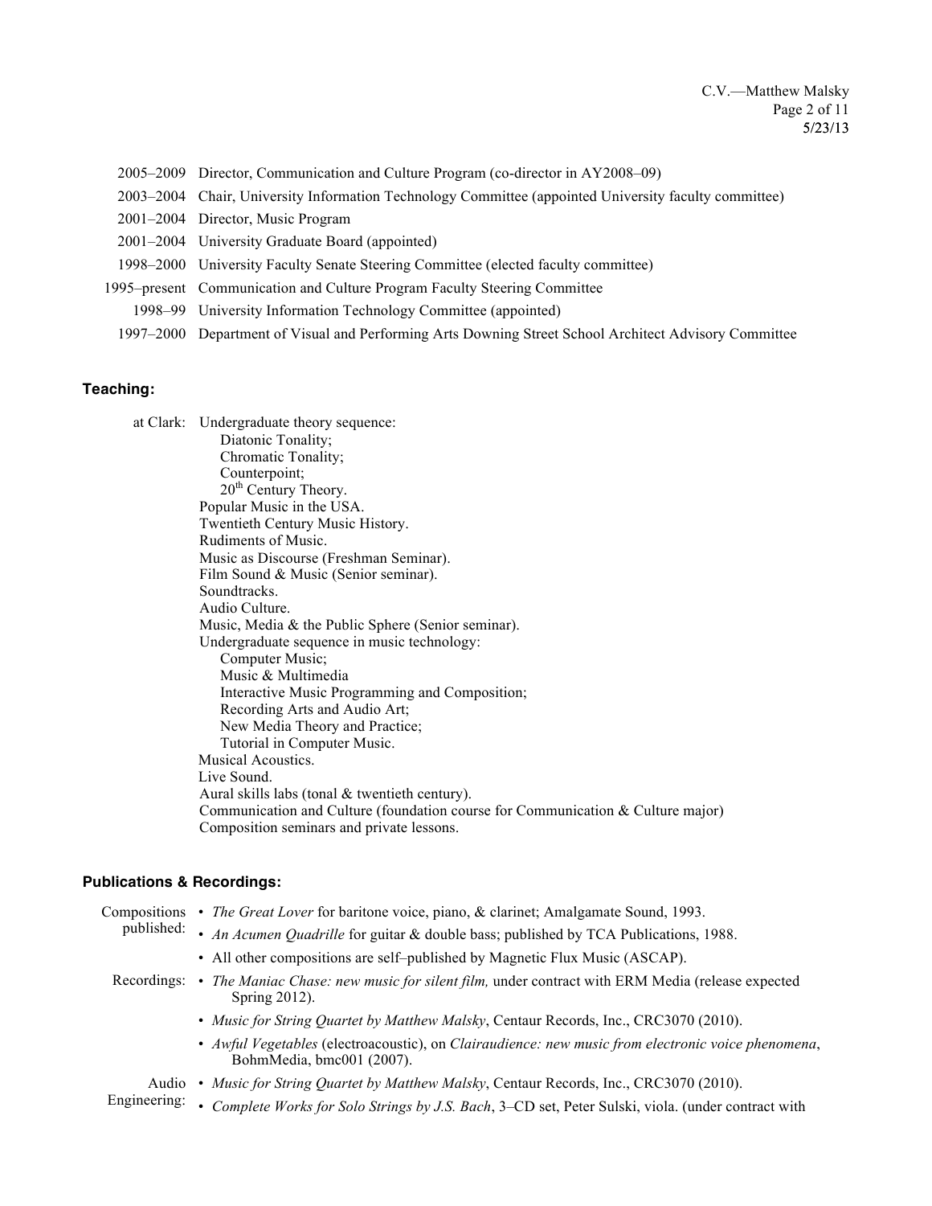2005–2009 Director, Communication and Culture Program (co-director in AY2008–09)

2003–2004 Chair, University Information Technology Committee (appointed University faculty committee)

2001–2004 Director, Music Program

2001–2004 University Graduate Board (appointed)

1998–2000 University Faculty Senate Steering Committee (elected faculty committee)

1995–present Communication and Culture Program Faculty Steering Committee

1998–99 University Information Technology Committee (appointed)

1997–2000 Department of Visual and Performing Arts Downing Street School Architect Advisory Committee

### Teaching:

at Clark: Undergraduate theory sequence:
- Diatonic Tonality;
- Chromatic Tonality;
- Counterpoint;
- 20th Century Theory.

Popular Music in the USA.
Twentieth Century Music History.
Rudiments of Music.
Music as Discourse (Freshman Seminar).
Film Sound & Music (Senior seminar).
Soundtracks.
Audio Culture.
Music, Media & the Public Sphere (Senior seminar).
Undergraduate sequence in music technology:
- Computer Music;
- Music & Multimedia
- Interactive Music Programming and Composition;
- Recording Arts and Audio Art;
- New Media Theory and Practice;
- Tutorial in Computer Music.

Musical Acoustics.
Live Sound.
Aural skills labs (tonal & twentieth century).
Communication and Culture (foundation course for Communication & Culture major)
Composition seminars and private lessons.

### Publications & Recordings:

Compositions published:
- *The Great Lover* for baritone voice, piano, & clarinet; Amalgamate Sound, 1993.
- *An Acumen Quadrille* for guitar & double bass; published by TCA Publications, 1988.
- All other compositions are self–published by Magnetic Flux Music (ASCAP).

Recordings:
- *The Maniac Chase: new music for silent film,* under contract with ERM Media (release expected Spring 2012).
- *Music for String Quartet by Matthew Malsky*, Centaur Records, Inc., CRC3070 (2010).
- *Awful Vegetables* (electroacoustic), on *Clairaudience: new music from electronic voice phenomena*, BohmMedia, bmc001 (2007).

Audio Engineering:
- *Music for String Quartet by Matthew Malsky*, Centaur Records, Inc., CRC3070 (2010).
- *Complete Works for Solo Strings by J.S. Bach*, 3–CD set, Peter Sulski, viola. (under contract with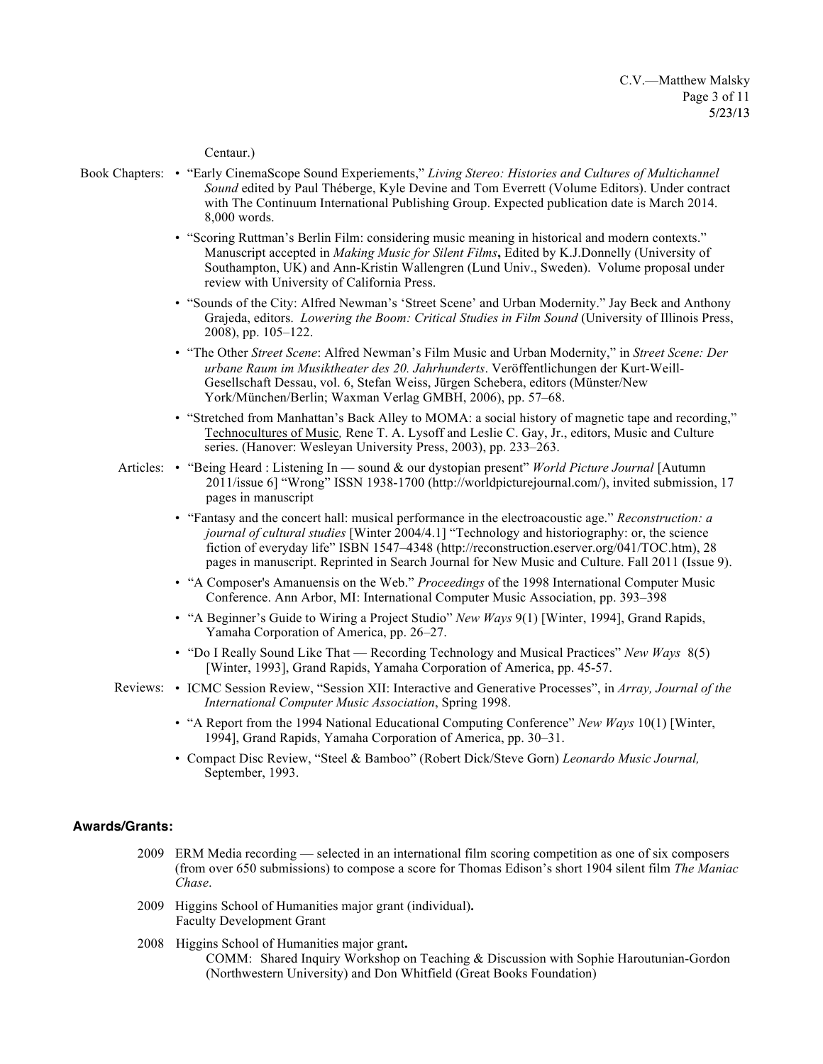Centaur.)

Book Chapters:

- "Early CinemaScope Sound Experiements," *Living Stereo: Histories and Cultures of Multichannel Sound* edited by Paul Théberge, Kyle Devine and Tom Everrett (Volume Editors). Under contract with The Continuum International Publishing Group. Expected publication date is March 2014. 8,000 words.
- "Scoring Ruttman's Berlin Film: considering music meaning in historical and modern contexts." Manuscript accepted in *Making Music for Silent Films***,** Edited by K.J.Donnelly (University of Southampton, UK) and Ann-Kristin Wallengren (Lund Univ., Sweden). Volume proposal under review with University of California Press.
- "Sounds of the City: Alfred Newman's 'Street Scene' and Urban Modernity." Jay Beck and Anthony Grajeda, editors. *Lowering the Boom: Critical Studies in Film Sound* (University of Illinois Press, 2008), pp. 105–122.
- "The Other *Street Scene*: Alfred Newman's Film Music and Urban Modernity," in *Street Scene: Der urbane Raum im Musiktheater des 20. Jahrhunderts*. Veröffentlichungen der Kurt-Weill-Gesellschaft Dessau, vol. 6, Stefan Weiss, Jürgen Schebera, editors (Münster/New York/München/Berlin; Waxman Verlag GMBH, 2006), pp. 57–68.
- "Stretched from Manhattan's Back Alley to MOMA: a social history of magnetic tape and recording," <u>Technocultures of Music</u>*,* Rene T. A. Lysoff and Leslie C. Gay, Jr., editors, Music and Culture series. (Hanover: Wesleyan University Press, 2003), pp. 233–263.

Articles:

- "Being Heard : Listening In — sound & our dystopian present" *World Picture Journal* [Autumn 2011/issue 6] "Wrong" ISSN 1938-1700 (http://worldpicturejournal.com/), invited submission, 17 pages in manuscript
- "Fantasy and the concert hall: musical performance in the electroacoustic age." *Reconstruction: a journal of cultural studies* [Winter 2004/4.1] "Technology and historiography: or, the science fiction of everyday life" ISBN 1547–4348 (http://reconstruction.eserver.org/041/TOC.htm), 28 pages in manuscript. Reprinted in Search Journal for New Music and Culture. Fall 2011 (Issue 9).
- "A Composer's Amanuensis on the Web." *Proceedings* of the 1998 International Computer Music Conference. Ann Arbor, MI: International Computer Music Association, pp. 393–398
- "A Beginner's Guide to Wiring a Project Studio" *New Ways* 9(1) [Winter, 1994], Grand Rapids, Yamaha Corporation of America, pp. 26–27.
- "Do I Really Sound Like That — Recording Technology and Musical Practices" *New Ways* 8(5) [Winter, 1993], Grand Rapids, Yamaha Corporation of America, pp. 45-57.

Reviews:

- ICMC Session Review, "Session XII: Interactive and Generative Processes", in *Array, Journal of the International Computer Music Association*, Spring 1998.
- "A Report from the 1994 National Educational Computing Conference" *New Ways* 10(1) [Winter, 1994], Grand Rapids, Yamaha Corporation of America, pp. 30–31.
- Compact Disc Review, "Steel & Bamboo" (Robert Dick/Steve Gorn) *Leonardo Music Journal,* September, 1993.

## Awards/Grants:

2009 ERM Media recording — selected in an international film scoring competition as one of six composers (from over 650 submissions) to compose a score for Thomas Edison's short 1904 silent film *The Maniac Chase*.

2009 Higgins School of Humanities major grant (individual)**.**
Faculty Development Grant

2008 Higgins School of Humanities major grant**.**
COMM: Shared Inquiry Workshop on Teaching & Discussion with Sophie Haroutunian-Gordon (Northwestern University) and Don Whitfield (Great Books Foundation)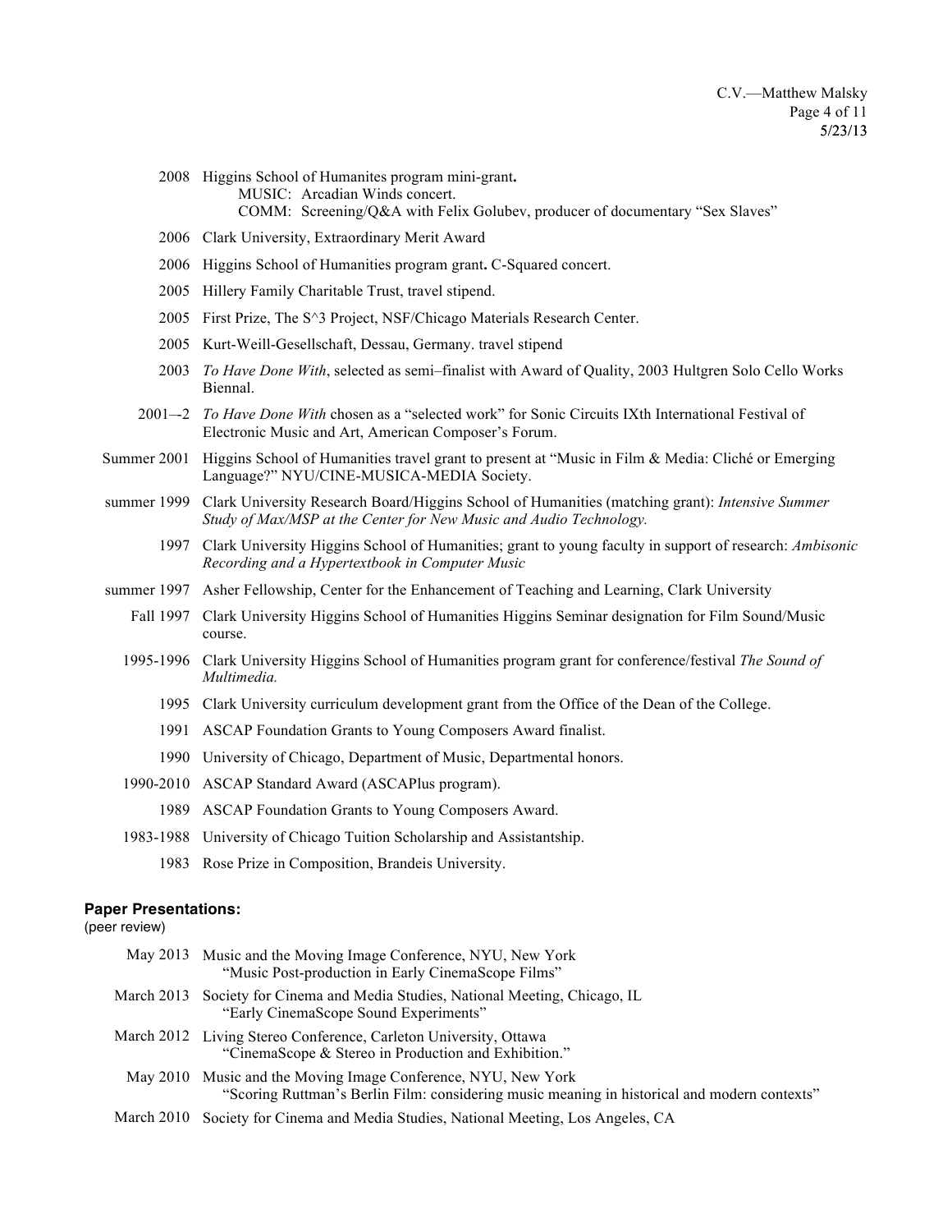- 2008 Higgins School of Humanites program mini-grant**.**
  - MUSIC: Arcadian Winds concert.
  - COMM: Screening/Q&A with Felix Golubev, producer of documentary “Sex Slaves”
- 2006 Clark University, Extraordinary Merit Award
- 2006 Higgins School of Humanities program grant**.** C-Squared concert.
- 2005 Hillery Family Charitable Trust, travel stipend.
- 2005 First Prize, The S^3 Project, NSF/Chicago Materials Research Center.
- 2005 Kurt-Weill-Gesellschaft, Dessau, Germany. travel stipend
- 2003 *To Have Done With*, selected as semi–finalist with Award of Quality, 2003 Hultgren Solo Cello Works Biennal.
- 2001–2 *To Have Done With* chosen as a “selected work” for Sonic Circuits IXth International Festival of Electronic Music and Art, American Composer’s Forum.
- Summer 2001 Higgins School of Humanities travel grant to present at “Music in Film & Media: Cliché or Emerging Language?” NYU/CINE-MUSICA-MEDIA Society.
- summer 1999 Clark University Research Board/Higgins School of Humanities (matching grant): *Intensive Summer Study of Max/MSP at the Center for New Music and Audio Technology.*
- 1997 Clark University Higgins School of Humanities; grant to young faculty in support of research: *Ambisonic Recording and a Hypertextbook in Computer Music*
- summer 1997 Asher Fellowship, Center for the Enhancement of Teaching and Learning, Clark University
- Fall 1997 Clark University Higgins School of Humanities Higgins Seminar designation for Film Sound/Music course.
- 1995-1996 Clark University Higgins School of Humanities program grant for conference/festival *The Sound of Multimedia.*
- 1995 Clark University curriculum development grant from the Office of the Dean of the College.
- 1991 ASCAP Foundation Grants to Young Composers Award finalist.
- 1990 University of Chicago, Department of Music, Departmental honors.
- 1990-2010 ASCAP Standard Award (ASCAPlus program).
- 1989 ASCAP Foundation Grants to Young Composers Award.
- 1983-1988 University of Chicago Tuition Scholarship and Assistantship.
- 1983 Rose Prize in Composition, Brandeis University.

## Paper Presentations:

(peer review)

- May 2013 Music and the Moving Image Conference, NYU, New York
  “Music Post-production in Early CinemaScope Films”
- March 2013 Society for Cinema and Media Studies, National Meeting, Chicago, IL
  “Early CinemaScope Sound Experiments”
- March 2012 Living Stereo Conference, Carleton University, Ottawa
  “CinemaScope & Stereo in Production and Exhibition.”
- May 2010 Music and the Moving Image Conference, NYU, New York
  “Scoring Ruttman’s Berlin Film: considering music meaning in historical and modern contexts”
- March 2010 Society for Cinema and Media Studies, National Meeting, Los Angeles, CA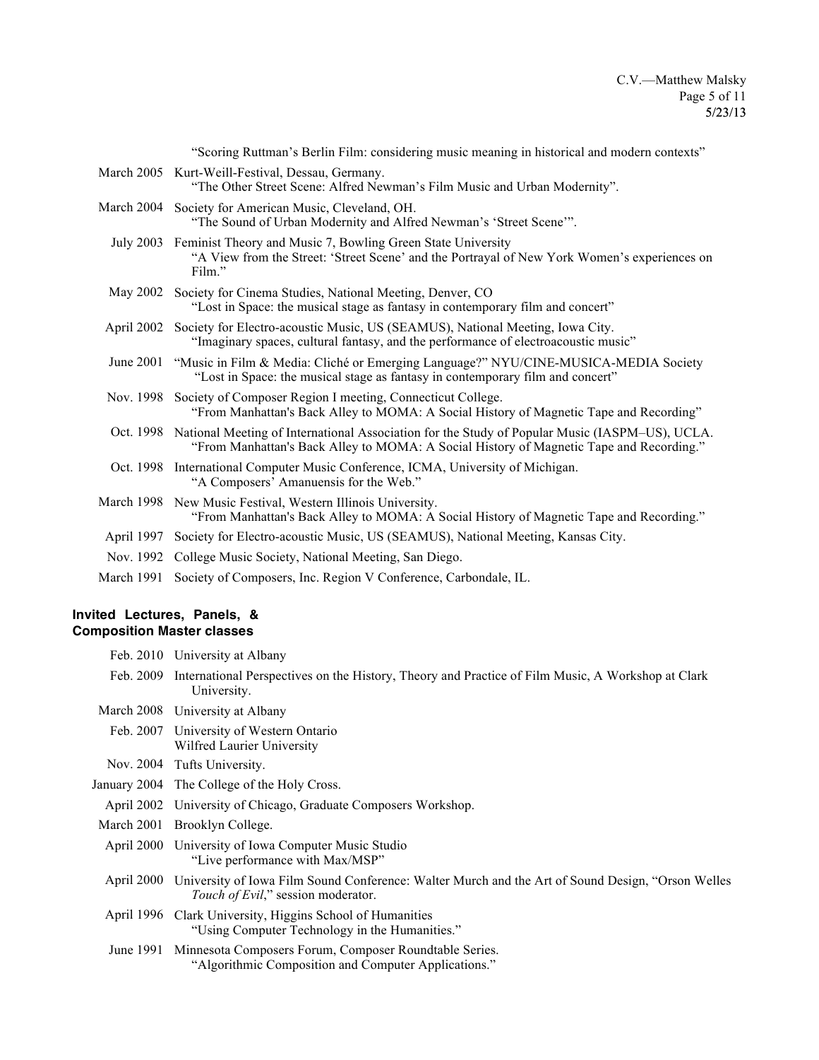| | |
|---|---|
| | "Scoring Ruttman's Berlin Film: considering music meaning in historical and modern contexts" |
| March 2005 | Kurt-Weill-Festival, Dessau, Germany.<br>"The Other Street Scene: Alfred Newman's Film Music and Urban Modernity". |
| March 2004 | Society for American Music, Cleveland, OH.<br>"The Sound of Urban Modernity and Alfred Newman's 'Street Scene'". |
| July 2003 | Feminist Theory and Music 7, Bowling Green State University<br>"A View from the Street: 'Street Scene' and the Portrayal of New York Women's experiences on Film." |
| May 2002 | Society for Cinema Studies, National Meeting, Denver, CO<br>"Lost in Space: the musical stage as fantasy in contemporary film and concert" |
| April 2002 | Society for Electro-acoustic Music, US (SEAMUS), National Meeting, Iowa City.<br>"Imaginary spaces, cultural fantasy, and the performance of electroacoustic music" |
| June 2001 | "Music in Film & Media: Cliché or Emerging Language?" NYU/CINE-MUSICA-MEDIA Society<br>"Lost in Space: the musical stage as fantasy in contemporary film and concert" |
| Nov. 1998 | Society of Composer Region I meeting, Connecticut College.<br>"From Manhattan's Back Alley to MOMA: A Social History of Magnetic Tape and Recording" |
| Oct. 1998 | National Meeting of International Association for the Study of Popular Music (IASPM–US), UCLA.<br>"From Manhattan's Back Alley to MOMA: A Social History of Magnetic Tape and Recording." |
| Oct. 1998 | International Computer Music Conference, ICMA, University of Michigan.<br>"A Composers' Amanuensis for the Web." |
| March 1998 | New Music Festival, Western Illinois University.<br>"From Manhattan's Back Alley to MOMA: A Social History of Magnetic Tape and Recording." |
| April 1997 | Society for Electro-acoustic Music, US (SEAMUS), National Meeting, Kansas City. |
| Nov. 1992 | College Music Society, National Meeting, San Diego. |
| March 1991 | Society of Composers, Inc. Region V Conference, Carbondale, IL. |

**Invited Lectures, Panels, & Composition Master classes**

| | |
|---|---|
| Feb. 2010 | University at Albany |
| Feb. 2009 | International Perspectives on the History, Theory and Practice of Film Music, A Workshop at Clark University. |
| March 2008 | University at Albany |
| Feb. 2007 | University of Western Ontario<br>Wilfred Laurier University |
| Nov. 2004 | Tufts University. |
| January 2004 | The College of the Holy Cross. |
| April 2002 | University of Chicago, Graduate Composers Workshop. |
| March 2001 | Brooklyn College. |
| April 2000 | University of Iowa Computer Music Studio<br>"Live performance with Max/MSP" |
| April 2000 | University of Iowa Film Sound Conference: Walter Murch and the Art of Sound Design, "Orson Welles *Touch of Evil*," session moderator. |
| April 1996 | Clark University, Higgins School of Humanities<br>"Using Computer Technology in the Humanities." |
| June 1991 | Minnesota Composers Forum, Composer Roundtable Series.<br>"Algorithmic Composition and Computer Applications." |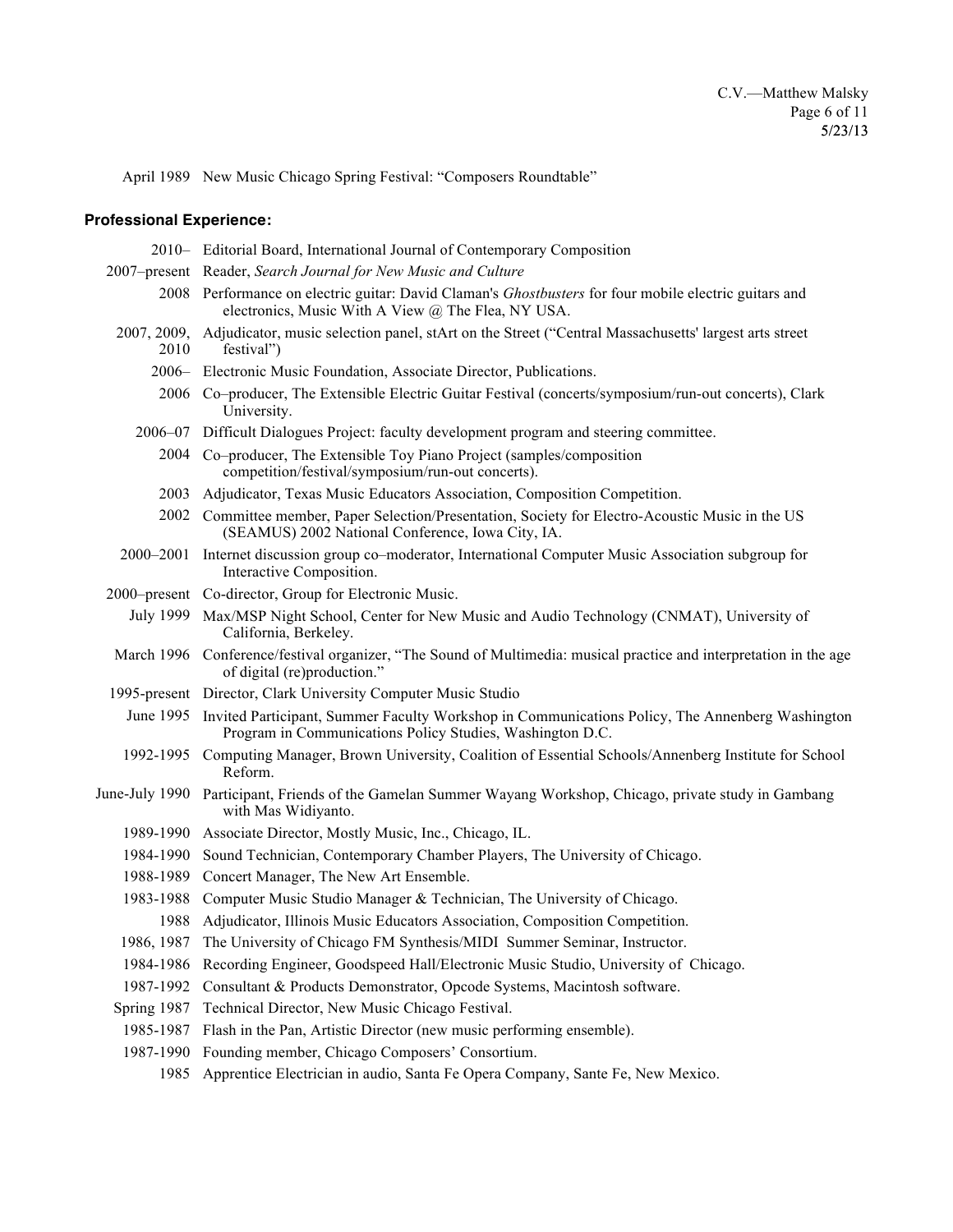April 1989 New Music Chicago Spring Festival: "Composers Roundtable"

### **Professional Experience:**

| | |
|---|---|
| 2010– | Editorial Board, International Journal of Contemporary Composition |
| 2007–present | Reader, *Search Journal for New Music and Culture* |
| 2008 | Performance on electric guitar: David Claman's *Ghostbusters* for four mobile electric guitars and electronics, Music With A View @ The Flea, NY USA. |
| 2007, 2009, 2010 | Adjudicator, music selection panel, stArt on the Street ("Central Massachusetts' largest arts street festival") |
| 2006– | Electronic Music Foundation, Associate Director, Publications. |
| 2006 | Co–producer, The Extensible Electric Guitar Festival (concerts/symposium/run-out concerts), Clark University. |
| 2006–07 | Difficult Dialogues Project: faculty development program and steering committee. |
| 2004 | Co–producer, The Extensible Toy Piano Project (samples/composition competition/festival/symposium/run-out concerts). |
| 2003 | Adjudicator, Texas Music Educators Association, Composition Competition. |
| 2002 | Committee member, Paper Selection/Presentation, Society for Electro-Acoustic Music in the US (SEAMUS) 2002 National Conference, Iowa City, IA. |
| 2000–2001 | Internet discussion group co–moderator, International Computer Music Association subgroup for Interactive Composition. |
| 2000–present | Co-director, Group for Electronic Music. |
| July 1999 | Max/MSP Night School, Center for New Music and Audio Technology (CNMAT), University of California, Berkeley. |
| March 1996 | Conference/festival organizer, "The Sound of Multimedia: musical practice and interpretation in the age of digital (re)production." |
| 1995-present | Director, Clark University Computer Music Studio |
| June 1995 | Invited Participant, Summer Faculty Workshop in Communications Policy, The Annenberg Washington Program in Communications Policy Studies, Washington D.C. |
| 1992-1995 | Computing Manager, Brown University, Coalition of Essential Schools/Annenberg Institute for School Reform. |
| June-July 1990 | Participant, Friends of the Gamelan Summer Wayang Workshop, Chicago, private study in Gambang with Mas Widiyanto. |
| 1989-1990 | Associate Director, Mostly Music, Inc., Chicago, IL. |
| 1984-1990 | Sound Technician, Contemporary Chamber Players, The University of Chicago. |
| 1988-1989 | Concert Manager, The New Art Ensemble. |
| 1983-1988 | Computer Music Studio Manager & Technician, The University of Chicago. |
| 1988 | Adjudicator, Illinois Music Educators Association, Composition Competition. |
| 1986, 1987 | The University of Chicago FM Synthesis/MIDI Summer Seminar, Instructor. |
| 1984-1986 | Recording Engineer, Goodspeed Hall/Electronic Music Studio, University of Chicago. |
| 1987-1992 | Consultant & Products Demonstrator, Opcode Systems, Macintosh software. |
| Spring 1987 | Technical Director, New Music Chicago Festival. |
| 1985-1987 | Flash in the Pan, Artistic Director (new music performing ensemble). |
| 1987-1990 | Founding member, Chicago Composers' Consortium. |
| 1985 | Apprentice Electrician in audio, Santa Fe Opera Company, Sante Fe, New Mexico. |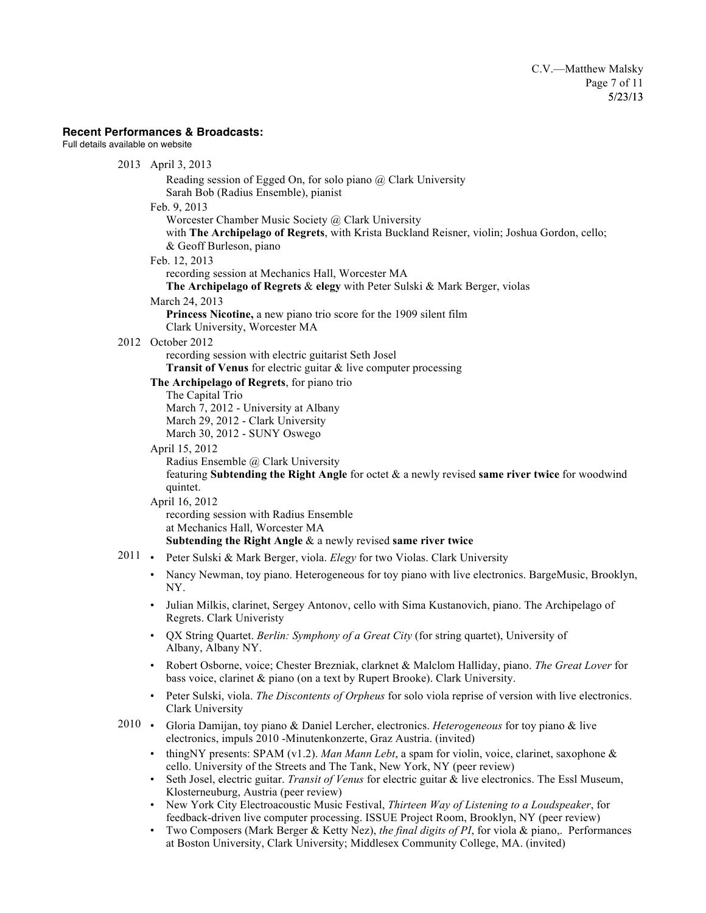**Recent Performances & Broadcasts:**
Full details available on website

2013 April 3, 2013

Reading session of Egged On, for solo piano @ Clark University
Sarah Bob (Radius Ensemble), pianist

Feb. 9, 2013

Worcester Chamber Music Society @ Clark University
with **The Archipelago of Regrets**, with Krista Buckland Reisner, violin; Joshua Gordon, cello; & Geoff Burleson, piano

Feb. 12, 2013

recording session at Mechanics Hall, Worcester MA
**The Archipelago of Regrets** & **elegy** with Peter Sulski & Mark Berger, violas

March 24, 2013

**Princess Nicotine,** a new piano trio score for the 1909 silent film
Clark University, Worcester MA

2012 October 2012

recording session with electric guitarist Seth Josel
**Transit of Venus** for electric guitar & live computer processing

**The Archipelago of Regrets**, for piano trio

The Capital Trio
March 7, 2012 - University at Albany
March 29, 2012 - Clark University
March 30, 2012 - SUNY Oswego

April 15, 2012

Radius Ensemble @ Clark University
featuring **Subtending the Right Angle** for octet & a newly revised **same river twice** for woodwind quintet.

April 16, 2012

recording session with Radius Ensemble
at Mechanics Hall, Worcester MA
**Subtending the Right Angle** & a newly revised **same river twice**

2011

- Peter Sulski & Mark Berger, viola. *Elegy* for two Violas. Clark University
- Nancy Newman, toy piano. Heterogeneous for toy piano with live electronics. BargeMusic, Brooklyn, NY.
- Julian Milkis, clarinet, Sergey Antonov, cello with Sima Kustanovich, piano. The Archipelago of Regrets. Clark Univeristy
- QX String Quartet. *Berlin: Symphony of a Great City* (for string quartet), University of Albany, Albany NY.
- Robert Osborne, voice; Chester Brezniak, clarknet & Malclom Halliday, piano. *The Great Lover* for bass voice, clarinet & piano (on a text by Rupert Brooke). Clark University.
- Peter Sulski, viola. *The Discontents of Orpheus* for solo viola reprise of version with live electronics. Clark University

2010

- Gloria Damijan, toy piano & Daniel Lercher, electronics. *Heterogeneous* for toy piano & live electronics, impuls 2010 -Minutenkonzerte, Graz Austria. (invited)
- thingNY presents: SPAM (v1.2). *Man Mann Lebt*, a spam for violin, voice, clarinet, saxophone & cello. University of the Streets and The Tank, New York, NY (peer review)
- Seth Josel, electric guitar. *Transit of Venus* for electric guitar & live electronics. The Essl Museum, Klosterneuburg, Austria (peer review)
- New York City Electroacoustic Music Festival, *Thirteen Way of Listening to a Loudspeaker*, for feedback-driven live computer processing. ISSUE Project Room, Brooklyn, NY (peer review)
- Two Composers (Mark Berger & Ketty Nez), *the final digits of PI*, for viola & piano,. Performances at Boston University, Clark University; Middlesex Community College, MA. (invited)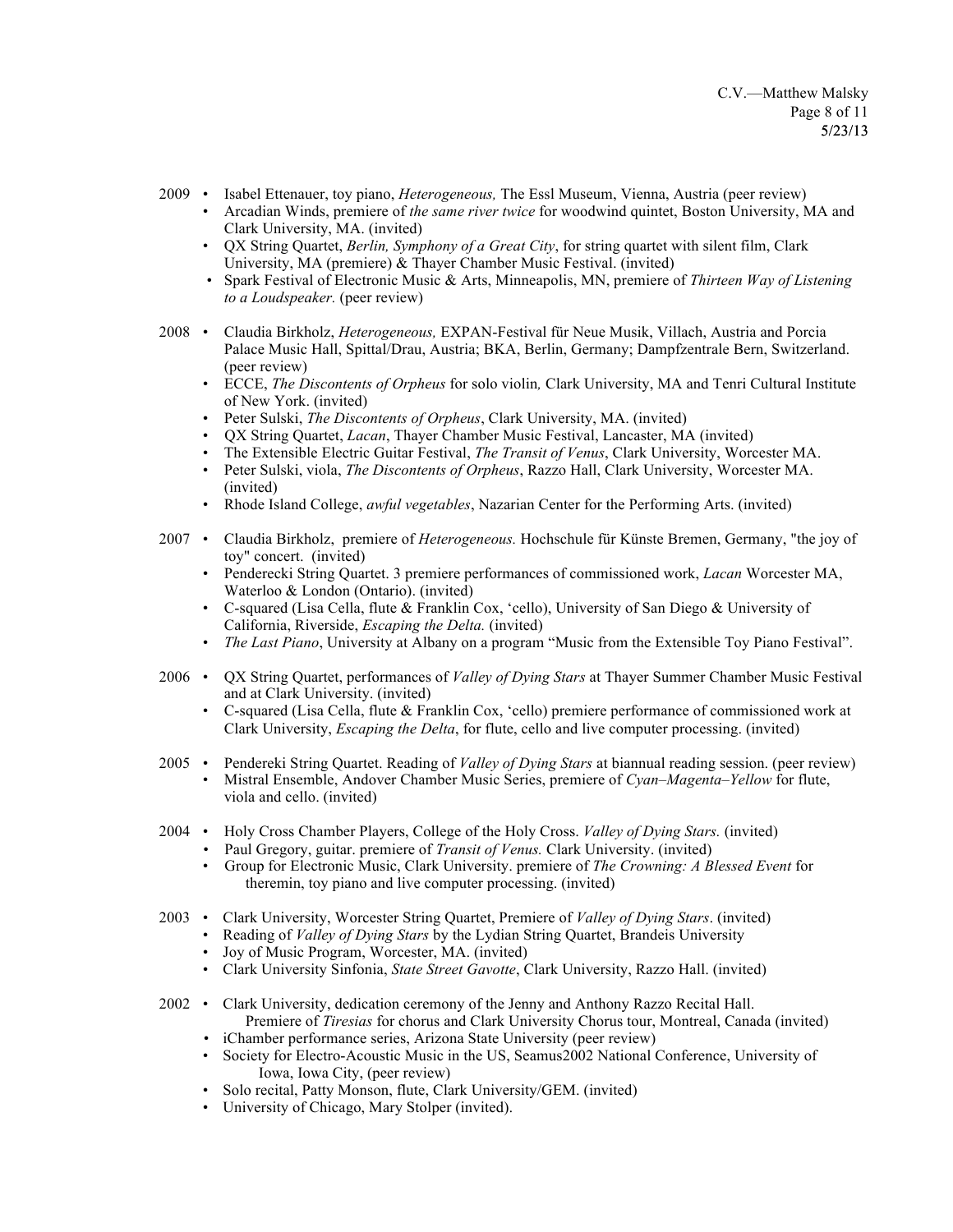2009
- Isabel Ettenauer, toy piano, *Heterogeneous,* The Essl Museum, Vienna, Austria (peer review)
- Arcadian Winds, premiere of *the same river twice* for woodwind quintet, Boston University, MA and Clark University, MA. (invited)
- QX String Quartet, *Berlin, Symphony of a Great City*, for string quartet with silent film, Clark University, MA (premiere) & Thayer Chamber Music Festival. (invited)
- Spark Festival of Electronic Music & Arts, Minneapolis, MN, premiere of *Thirteen Way of Listening to a Loudspeaker.* (peer review)

2008
- Claudia Birkholz, *Heterogeneous,* EXPAN-Festival für Neue Musik, Villach, Austria and Porcia Palace Music Hall, Spittal/Drau, Austria; BKA, Berlin, Germany; Dampfzentrale Bern, Switzerland. (peer review)
- ECCE, *The Discontents of Orpheus* for solo violin*,* Clark University, MA and Tenri Cultural Institute of New York. (invited)
- Peter Sulski, *The Discontents of Orpheus*, Clark University, MA. (invited)
- QX String Quartet, *Lacan*, Thayer Chamber Music Festival, Lancaster, MA (invited)
- The Extensible Electric Guitar Festival, *The Transit of Venus*, Clark University, Worcester MA.
- Peter Sulski, viola, *The Discontents of Orpheus*, Razzo Hall, Clark University, Worcester MA. (invited)
- Rhode Island College, *awful vegetables*, Nazarian Center for the Performing Arts. (invited)

2007
- Claudia Birkholz, premiere of *Heterogeneous.* Hochschule für Künste Bremen, Germany, "the joy of toy" concert. (invited)
- Penderecki String Quartet. 3 premiere performances of commissioned work, *Lacan* Worcester MA, Waterloo & London (Ontario). (invited)
- C-squared (Lisa Cella, flute & Franklin Cox, 'cello), University of San Diego & University of California, Riverside, *Escaping the Delta.* (invited)
- *The Last Piano*, University at Albany on a program "Music from the Extensible Toy Piano Festival".

2006
- QX String Quartet, performances of *Valley of Dying Stars* at Thayer Summer Chamber Music Festival and at Clark University. (invited)
- C-squared (Lisa Cella, flute & Franklin Cox, 'cello) premiere performance of commissioned work at Clark University, *Escaping the Delta*, for flute, cello and live computer processing. (invited)

2005
- Pendereki String Quartet. Reading of *Valley of Dying Stars* at biannual reading session. (peer review)
- Mistral Ensemble, Andover Chamber Music Series, premiere of *Cyan–Magenta–Yellow* for flute, viola and cello. (invited)

2004
- Holy Cross Chamber Players, College of the Holy Cross. *Valley of Dying Stars.* (invited)
- Paul Gregory, guitar. premiere of *Transit of Venus.* Clark University. (invited)
- Group for Electronic Music, Clark University. premiere of *The Crowning: A Blessed Event* for theremin, toy piano and live computer processing. (invited)

2003
- Clark University, Worcester String Quartet, Premiere of *Valley of Dying Stars*. (invited)
- Reading of *Valley of Dying Stars* by the Lydian String Quartet, Brandeis University
- Joy of Music Program, Worcester, MA. (invited)
- Clark University Sinfonia, *State Street Gavotte*, Clark University, Razzo Hall. (invited)

2002
- Clark University, dedication ceremony of the Jenny and Anthony Razzo Recital Hall. Premiere of *Tiresias* for chorus and Clark University Chorus tour, Montreal, Canada (invited)
- iChamber performance series, Arizona State University (peer review)
- Society for Electro-Acoustic Music in the US, Seamus2002 National Conference, University of Iowa, Iowa City, (peer review)
- Solo recital, Patty Monson, flute, Clark University/GEM. (invited)
- University of Chicago, Mary Stolper (invited).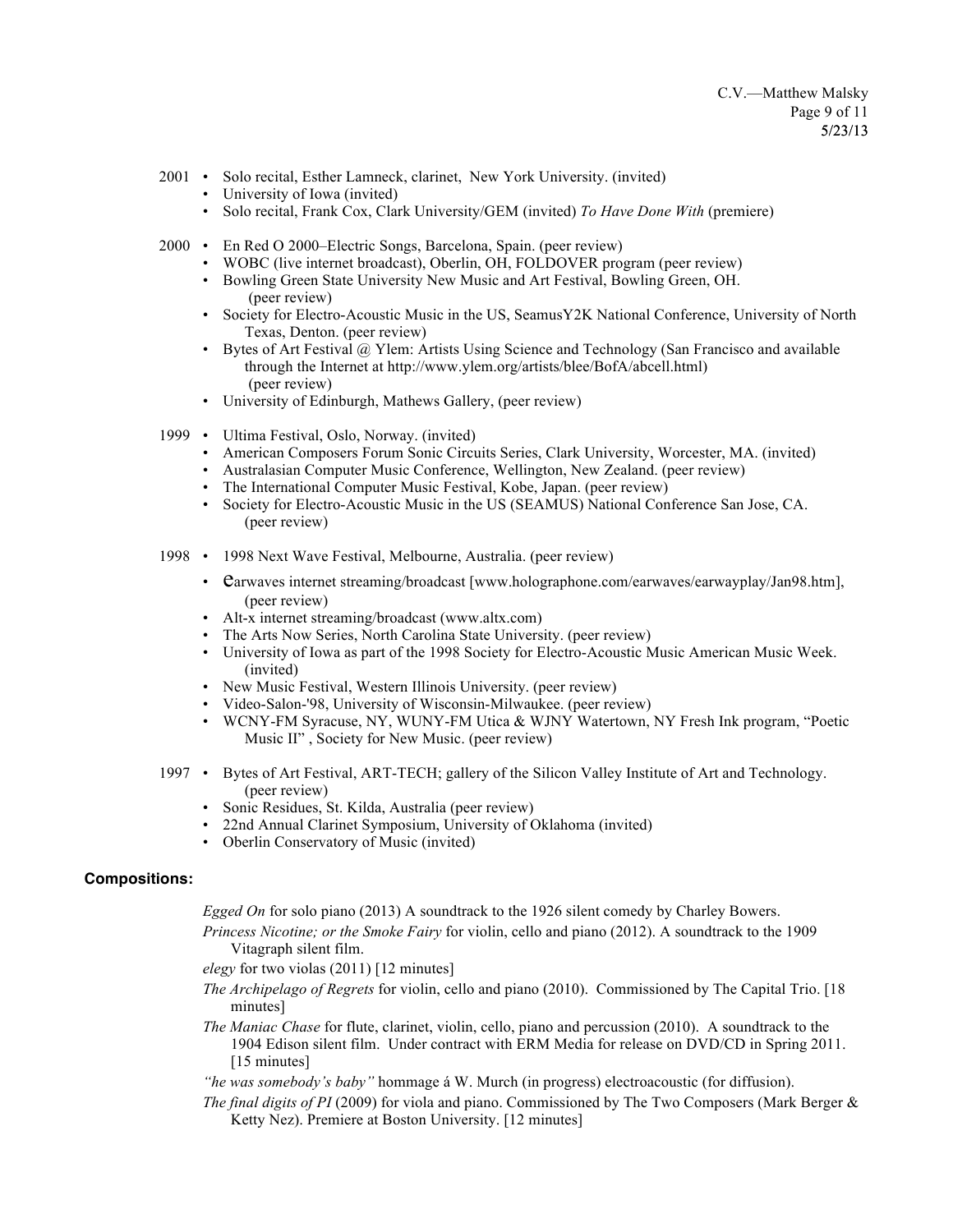2001
- Solo recital, Esther Lamneck, clarinet, New York University. (invited)
- University of Iowa (invited)
- Solo recital, Frank Cox, Clark University/GEM (invited) *To Have Done With* (premiere)

2000
- En Red O 2000–Electric Songs, Barcelona, Spain. (peer review)
- WOBC (live internet broadcast), Oberlin, OH, FOLDOVER program (peer review)
- Bowling Green State University New Music and Art Festival, Bowling Green, OH. (peer review)
- Society for Electro-Acoustic Music in the US, SeamusY2K National Conference, University of North Texas, Denton. (peer review)
- Bytes of Art Festival @ Ylem: Artists Using Science and Technology (San Francisco and available through the Internet at http://www.ylem.org/artists/blee/BofA/abcell.html) (peer review)
- University of Edinburgh, Mathews Gallery, (peer review)

1999
- Ultima Festival, Oslo, Norway. (invited)
- American Composers Forum Sonic Circuits Series, Clark University, Worcester, MA. (invited)
- Australasian Computer Music Conference, Wellington, New Zealand. (peer review)
- The International Computer Music Festival, Kobe, Japan. (peer review)
- Society for Electro-Acoustic Music in the US (SEAMUS) National Conference San Jose, CA. (peer review)

1998
- 1998 Next Wave Festival, Melbourne, Australia. (peer review)
- earwaves internet streaming/broadcast [www.holographone.com/earwaves/earwayplay/Jan98.htm], (peer review)
- Alt-x internet streaming/broadcast (www.altx.com)
- The Arts Now Series, North Carolina State University. (peer review)
- University of Iowa as part of the 1998 Society for Electro-Acoustic Music American Music Week. (invited)
- New Music Festival, Western Illinois University. (peer review)
- Video-Salon-'98, University of Wisconsin-Milwaukee. (peer review)
- WCNY-FM Syracuse, NY, WUNY-FM Utica & WJNY Watertown, NY Fresh Ink program, "Poetic Music II" , Society for New Music. (peer review)

1997
- Bytes of Art Festival, ART-TECH; gallery of the Silicon Valley Institute of Art and Technology. (peer review)
- Sonic Residues, St. Kilda, Australia (peer review)
- 22nd Annual Clarinet Symposium, University of Oklahoma (invited)
- Oberlin Conservatory of Music (invited)

**Compositions:**

*Egged On* for solo piano (2013) A soundtrack to the 1926 silent comedy by Charley Bowers.

*Princess Nicotine; or the Smoke Fairy* for violin, cello and piano (2012). A soundtrack to the 1909 Vitagraph silent film.

*elegy* for two violas (2011) [12 minutes]

*The Archipelago of Regrets* for violin, cello and piano (2010). Commissioned by The Capital Trio. [18 minutes]

*The Maniac Chase* for flute, clarinet, violin, cello, piano and percussion (2010). A soundtrack to the 1904 Edison silent film. Under contract with ERM Media for release on DVD/CD in Spring 2011. [15 minutes]

*"he was somebody's baby"* hommage á W. Murch (in progress) electroacoustic (for diffusion).

*The final digits of PI* (2009) for viola and piano. Commissioned by The Two Composers (Mark Berger & Ketty Nez). Premiere at Boston University. [12 minutes]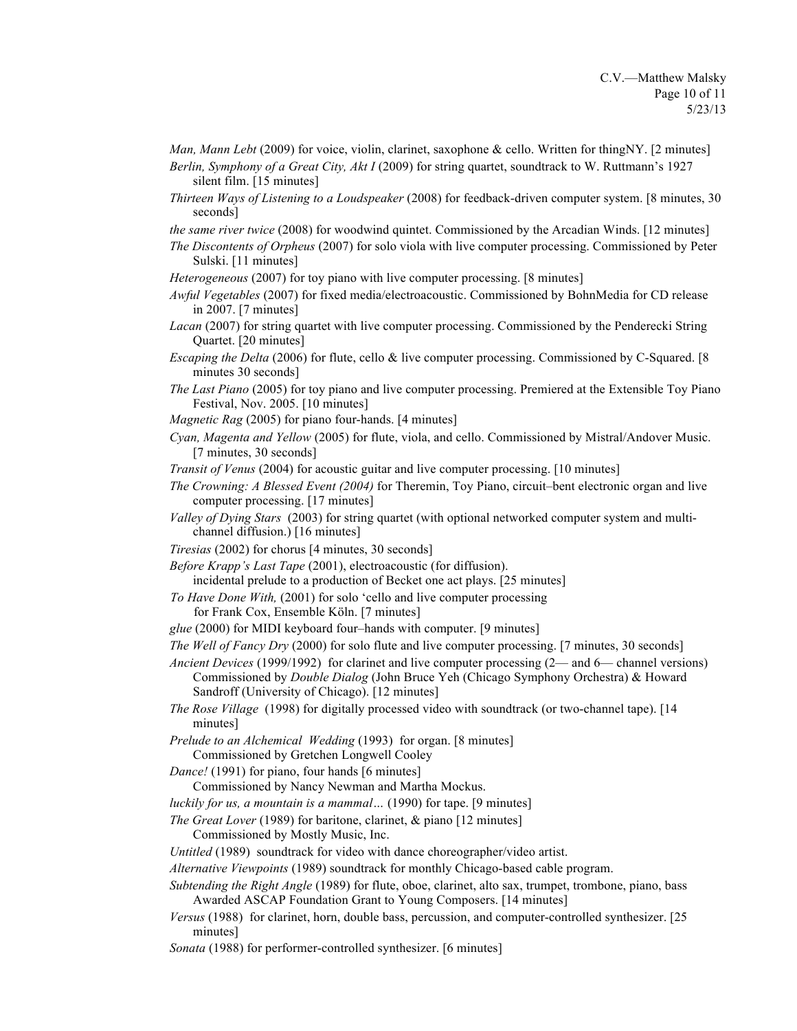*Man, Mann Lebt* (2009) for voice, violin, clarinet, saxophone & cello. Written for thingNY. [2 minutes]

*Berlin, Symphony of a Great City, Akt I* (2009) for string quartet, soundtrack to W. Ruttmann's 1927 silent film. [15 minutes]

*Thirteen Ways of Listening to a Loudspeaker* (2008) for feedback-driven computer system. [8 minutes, 30 seconds]

*the same river twice* (2008) for woodwind quintet. Commissioned by the Arcadian Winds. [12 minutes]

*The Discontents of Orpheus* (2007) for solo viola with live computer processing. Commissioned by Peter Sulski. [11 minutes]

*Heterogeneous* (2007) for toy piano with live computer processing. [8 minutes]

*Awful Vegetables* (2007) for fixed media/electroacoustic. Commissioned by BohnMedia for CD release in 2007. [7 minutes]

*Lacan* (2007) for string quartet with live computer processing. Commissioned by the Penderecki String Quartet. [20 minutes]

*Escaping the Delta* (2006) for flute, cello & live computer processing. Commissioned by C-Squared. [8 minutes 30 seconds]

*The Last Piano* (2005) for toy piano and live computer processing. Premiered at the Extensible Toy Piano Festival, Nov. 2005. [10 minutes]

*Magnetic Rag* (2005) for piano four-hands. [4 minutes]

*Cyan, Magenta and Yellow* (2005) for flute, viola, and cello. Commissioned by Mistral/Andover Music. [7 minutes, 30 seconds]

*Transit of Venus* (2004) for acoustic guitar and live computer processing. [10 minutes]

*The Crowning: A Blessed Event (2004)* for Theremin, Toy Piano, circuit–bent electronic organ and live computer processing. [17 minutes]

*Valley of Dying Stars* (2003) for string quartet (with optional networked computer system and multi-channel diffusion.) [16 minutes]

*Tiresias* (2002) for chorus [4 minutes, 30 seconds]

*Before Krapp's Last Tape* (2001), electroacoustic (for diffusion).
incidental prelude to a production of Becket one act plays. [25 minutes]

*To Have Done With,* (2001) for solo 'cello and live computer processing
for Frank Cox, Ensemble Köln. [7 minutes]

*glue* (2000) for MIDI keyboard four–hands with computer. [9 minutes]

*The Well of Fancy Dry* (2000) for solo flute and live computer processing. [7 minutes, 30 seconds]

*Ancient Devices* (1999/1992) for clarinet and live computer processing (2— and 6— channel versions)
Commissioned by *Double Dialog* (John Bruce Yeh (Chicago Symphony Orchestra) & Howard Sandroff (University of Chicago). [12 minutes]

*The Rose Village* (1998) for digitally processed video with soundtrack (or two-channel tape). [14 minutes]

*Prelude to an Alchemical Wedding* (1993) for organ. [8 minutes]
Commissioned by Gretchen Longwell Cooley

*Dance!* (1991) for piano, four hands [6 minutes]
Commissioned by Nancy Newman and Martha Mockus.

*luckily for us, a mountain is a mammal…* (1990) for tape. [9 minutes]

*The Great Lover* (1989) for baritone, clarinet, & piano [12 minutes]
Commissioned by Mostly Music, Inc.

*Untitled* (1989) soundtrack for video with dance choreographer/video artist.

*Alternative Viewpoints* (1989) soundtrack for monthly Chicago-based cable program.

*Subtending the Right Angle* (1989) for flute, oboe, clarinet, alto sax, trumpet, trombone, piano, bass
Awarded ASCAP Foundation Grant to Young Composers. [14 minutes]

*Versus* (1988) for clarinet, horn, double bass, percussion, and computer-controlled synthesizer. [25 minutes]

*Sonata* (1988) for performer-controlled synthesizer. [6 minutes]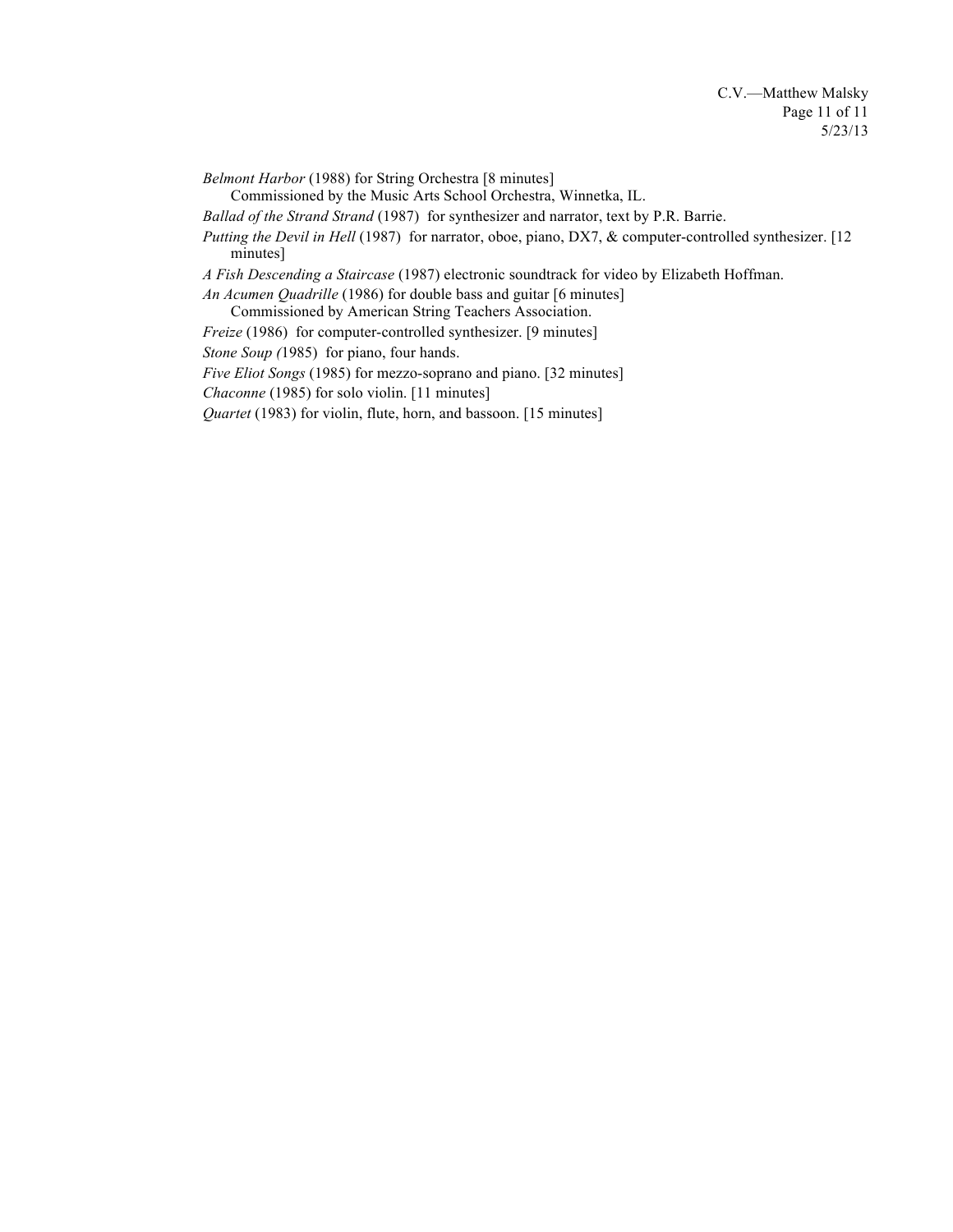*Belmont Harbor* (1988) for String Orchestra [8 minutes]
Commissioned by the Music Arts School Orchestra, Winnetka, IL.

*Ballad of the Strand Strand* (1987) for synthesizer and narrator, text by P.R. Barrie.

*Putting the Devil in Hell* (1987) for narrator, oboe, piano, DX7, & computer-controlled synthesizer. [12 minutes]

*A Fish Descending a Staircase* (1987) electronic soundtrack for video by Elizabeth Hoffman.

*An Acumen Quadrille* (1986) for double bass and guitar [6 minutes]
Commissioned by American String Teachers Association.

*Freize* (1986) for computer-controlled synthesizer. [9 minutes]

*Stone Soup (*1985) for piano, four hands.

*Five Eliot Songs* (1985) for mezzo-soprano and piano. [32 minutes]

*Chaconne* (1985) for solo violin. [11 minutes]

*Quartet* (1983) for violin, flute, horn, and bassoon. [15 minutes]